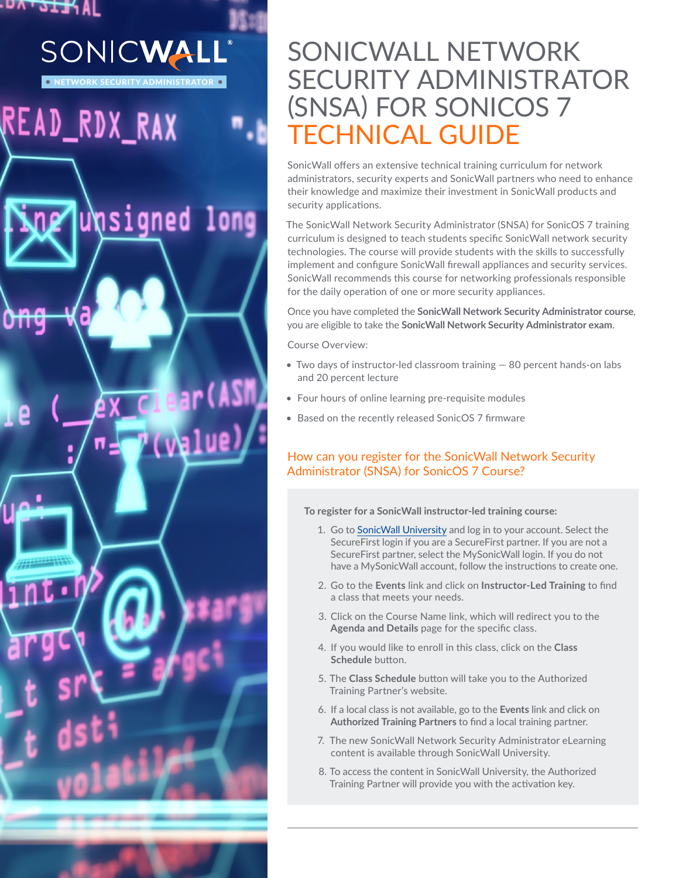# SONICWALL NETWORK SECURITY ADMINISTRATOR (SNSA) FOR SONICOS 7 TECHNICAL GUIDE

SonicWall offers an extensive technical training curriculum for network administrators, security experts and SonicWall partners who need to enhance their knowledge and maximize their investment in SonicWall products and security applications.

The SonicWall Network Security Administrator (SNSA) for SonicOS 7 training curriculum is designed to teach students specific SonicWall network security technologies. The course will provide students with the skills to successfully implement and configure SonicWall firewall appliances and security services. SonicWall recommends this course for networking professionals responsible for the daily operation of one or more security appliances.

Once you have completed the **SonicWall Network Security Administrator course**, you are eligible to take the **SonicWall Network Security Administrator exam**.

Course Overview:

- Two days of instructor-led classroom training — 80 percent hands-on labs and 20 percent lecture
- Four hours of online learning pre-requisite modules
- Based on the recently released SonicOS 7 firmware

## How can you register for the SonicWall Network Security Administrator (SNSA) for SonicOS 7 Course?

**To register for a SonicWall instructor-led training course:**

1. Go to SonicWall University and log in to your account. Select the SecureFirst login if you are a SecureFirst partner. If you are not a SecureFirst partner, select the MySonicWall login. If you do not have a MySonicWall account, follow the instructions to create one.
2. Go to the **Events** link and click on **Instructor-Led Training** to find a class that meets your needs.
3. Click on the Course Name link, which will redirect you to the **Agenda and Details** page for the specific class.
4. If you would like to enroll in this class, click on the **Class Schedule** button.
5. The **Class Schedule** button will take you to the Authorized Training Partner's website.
6. If a local class is not available, go to the **Events** link and click on **Authorized Training Partners** to find a local training partner.
7. The new SonicWall Network Security Administrator eLearning content is available through SonicWall University.
8. To access the content in SonicWall University, the Authorized Training Partner will provide you with the activation key.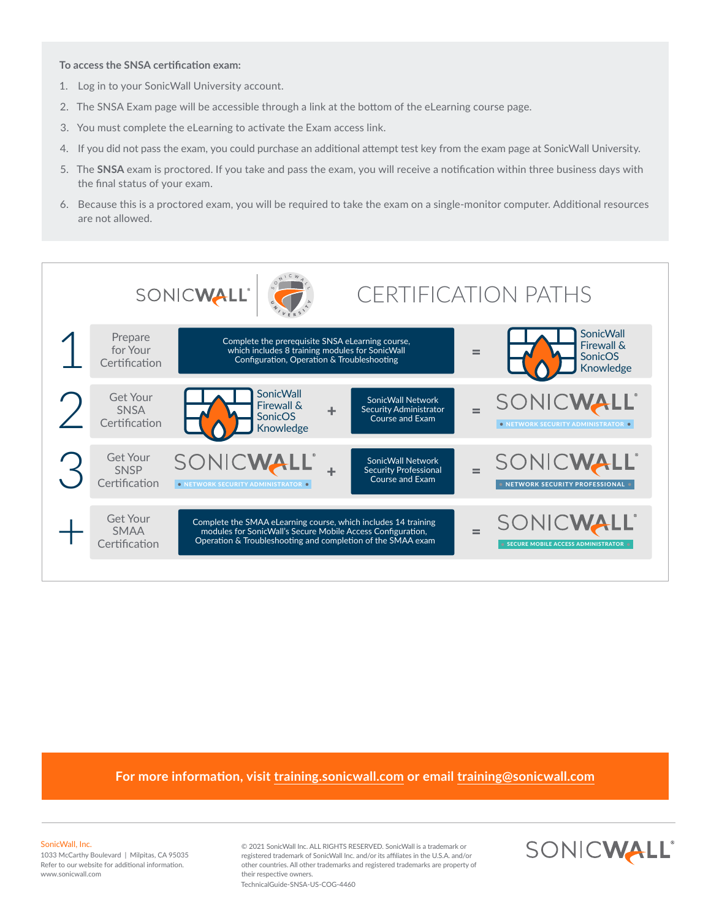**To access the SNSA certification exam:**

1. Log in to your SonicWall University account.
2. The SNSA Exam page will be accessible through a link at the bottom of the eLearning course page.
3. You must complete the eLearning to activate the Exam access link.
4. If you did not pass the exam, you could purchase an additional attempt test key from the exam page at SonicWall University.
5. The **SNSA** exam is proctored. If you take and pass the exam, you will receive a notification within three business days with the final status of your exam.
6. Because this is a proctored exam, you will be required to take the exam on a single-monitor computer. Additional resources are not allowed.

## SONICWALL | CERTIFICATION PATHS

**1 — Prepare for Your Certification**

Complete the prerequisite SNSA eLearning course, which includes 8 training modules for SonicWall Configuration, Operation & Troubleshooting = SonicWall Firewall & SonicOS Knowledge

**2 — Get Your SNSA Certification**

SonicWall Firewall & SonicOS Knowledge + SonicWall Network Security Administrator Course and Exam = SONICWALL NETWORK SECURITY ADMINISTRATOR

**3 — Get Your SNSP Certification**

SONICWALL NETWORK SECURITY ADMINISTRATOR + SonicWall Network Security Professional Course and Exam = SONICWALL NETWORK SECURITY PROFESSIONAL

**+ — Get Your SMAA Certification**

Complete the SMAA eLearning course, which includes 14 training modules for SonicWall's Secure Mobile Access Configuration, Operation & Troubleshooting and completion of the SMAA exam = SONICWALL SECURE MOBILE ACCESS ADMINISTRATOR

**For more information, visit training.sonicwall.com or email training@sonicwall.com**

SonicWall, Inc.
1033 McCarthy Boulevard | Milpitas, CA 95035
Refer to our website for additional information.
www.sonicwall.com

© 2021 SonicWall Inc. ALL RIGHTS RESERVED. SonicWall is a trademark or registered trademark of SonicWall Inc. and/or its affiliates in the U.S.A. and/or other countries. All other trademarks and registered trademarks are property of their respective owners.
TechnicalGuide-SNSA-US-COG-4460

SONICWALL